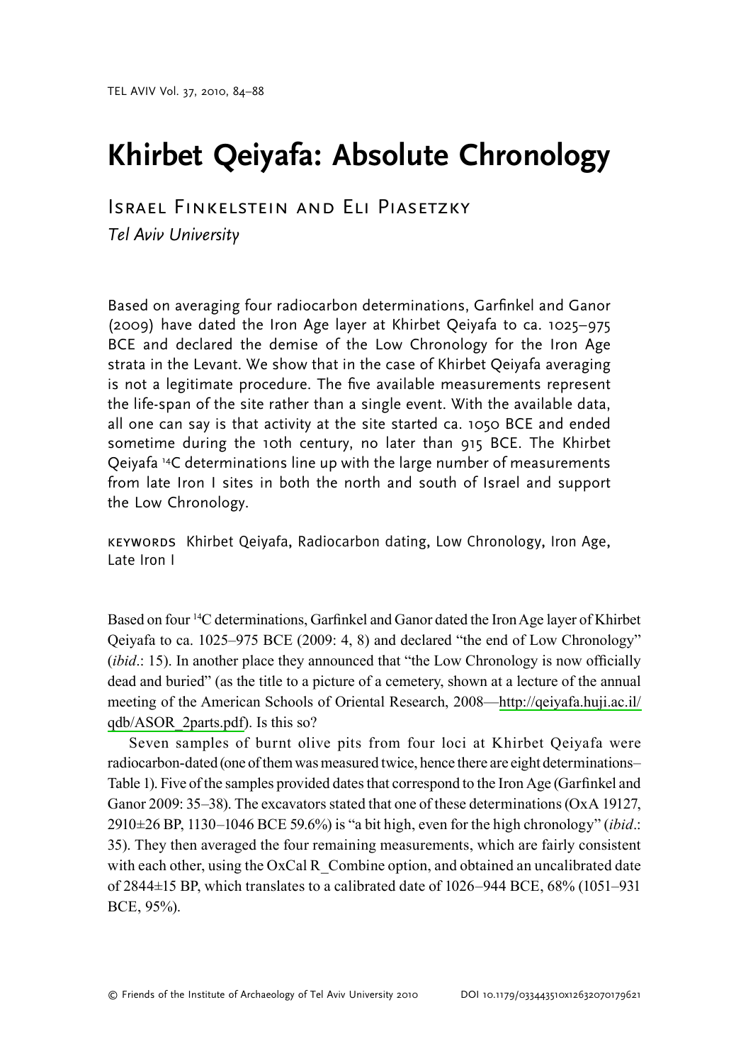# Khirbet Qeiyafa: Absolute Chronology

Israel Finkelstein and Eli Piasetzky

*Tel Aviv University*

Based on averaging four radiocarbon determinations, Garfinkel and Ganor (2009) have dated the Iron Age layer at Khirbet Qeiyafa to ca. 1025–975 BCE and declared the demise of the Low Chronology for the Iron Age strata in the Levant. We show that in the case of Khirbet Qeiyafa averaging is not a legitimate procedure. The five available measurements represent the life-span of the site rather than a single event. With the available data, all one can say is that activity at the site started ca. 1050 BCE and ended sometime during the 10th century, no later than 915 BCE. The Khirbet Qeiyafa $^{14}$C determinations line up with the large number of measurements from late Iron I sites in both the north and south of Israel and support the Low Chronology.

KEYWORDS Khirbet Qeiyafa, Radiocarbon dating, Low Chronology, Iron Age, Late Iron I

Based on four $^{14}$C determinations, Garfinkel and Ganor dated the Iron Age layer of Khirbet Qeiyafa to ca. 1025–975 BCE (2009: 4, 8) and declared "the end of Low Chronology" (*ibid*.: 15). In another place they announced that "the Low Chronology is now officially dead and buried" (as the title to a picture of a cemetery, shown at a lecture of the annual meeting of the American Schools of Oriental Research, 2008—http://qeiyafa.huji.ac.il/qdb/ASOR_2parts.pdf). Is this so?

Seven samples of burnt olive pits from four loci at Khirbet Qeiyafa were radiocarbon-dated (one of them was measured twice, hence there are eight determinations–Table 1). Five of the samples provided dates that correspond to the Iron Age (Garfinkel and Ganor 2009: 35–38). The excavators stated that one of these determinations (OxA 19127, 2910±26 BP, 1130–1046 BCE 59.6%) is "a bit high, even for the high chronology" (*ibid*.: 35). They then averaged the four remaining measurements, which are fairly consistent with each other, using the OxCal R_Combine option, and obtained an uncalibrated date of 2844±15 BP, which translates to a calibrated date of 1026–944 BCE, 68% (1051–931 BCE, 95%).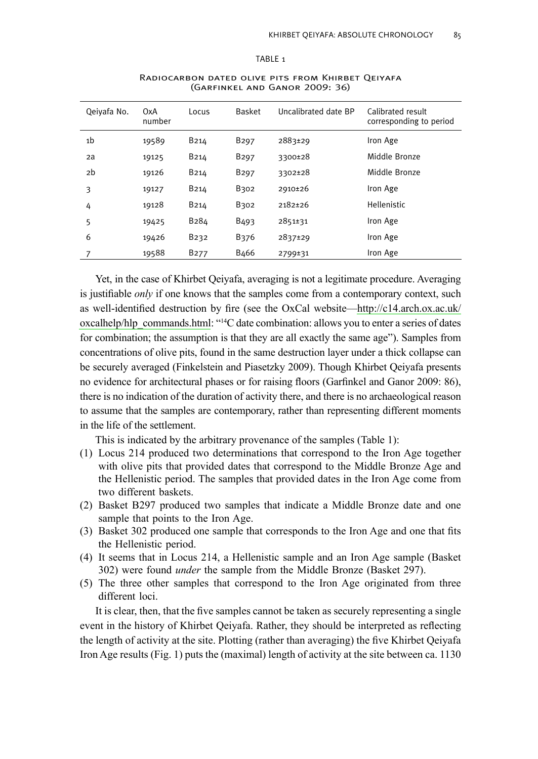TABLE 1

RADIOCARBON DATED OLIVE PITS FROM KHIRBET QEIYAFA (GARFINKEL AND GANOR 2009: 36)

| Qeiyafa No. | OxA number | Locus | Basket | Uncalibrated date BP | Calibrated result corresponding to period |
|---|---|---|---|---|---|
| 1b | 19589 | B214 | B297 | 2883±29 | Iron Age |
| 2a | 19125 | B214 | B297 | 3300±28 | Middle Bronze |
| 2b | 19126 | B214 | B297 | 3302±28 | Middle Bronze |
| 3 | 19127 | B214 | B302 | 2910±26 | Iron Age |
| 4 | 19128 | B214 | B302 | 2182±26 | Hellenistic |
| 5 | 19425 | B284 | B493 | 2851±31 | Iron Age |
| 6 | 19426 | B232 | B376 | 2837±29 | Iron Age |
| 7 | 19588 | B277 | B466 | 2799±31 | Iron Age |

Yet, in the case of Khirbet Qeiyafa, averaging is not a legitimate procedure. Averaging is justifiable *only* if one knows that the samples come from a contemporary context, such as well-identified destruction by fire (see the OxCal website—http://c14.arch.ox.ac.uk/oxcalhelp/hlp_commands.html: "$^{14}$C date combination: allows you to enter a series of dates for combination; the assumption is that they are all exactly the same age"). Samples from concentrations of olive pits, found in the same destruction layer under a thick collapse can be securely averaged (Finkelstein and Piasetzky 2009). Though Khirbet Qeiyafa presents no evidence for architectural phases or for raising floors (Garfinkel and Ganor 2009: 86), there is no indication of the duration of activity there, and there is no archaeological reason to assume that the samples are contemporary, rather than representing different moments in the life of the settlement.

This is indicated by the arbitrary provenance of the samples (Table 1):

(1) Locus 214 produced two determinations that correspond to the Iron Age together with olive pits that provided dates that correspond to the Middle Bronze Age and the Hellenistic period. The samples that provided dates in the Iron Age come from two different baskets.
(2) Basket B297 produced two samples that indicate a Middle Bronze date and one sample that points to the Iron Age.
(3) Basket 302 produced one sample that corresponds to the Iron Age and one that fits the Hellenistic period.
(4) It seems that in Locus 214, a Hellenistic sample and an Iron Age sample (Basket 302) were found *under* the sample from the Middle Bronze (Basket 297).
(5) The three other samples that correspond to the Iron Age originated from three different loci.

It is clear, then, that the five samples cannot be taken as securely representing a single event in the history of Khirbet Qeiyafa. Rather, they should be interpreted as reflecting the length of activity at the site. Plotting (rather than averaging) the five Khirbet Qeiyafa Iron Age results (Fig. 1) puts the (maximal) length of activity at the site between ca. 1130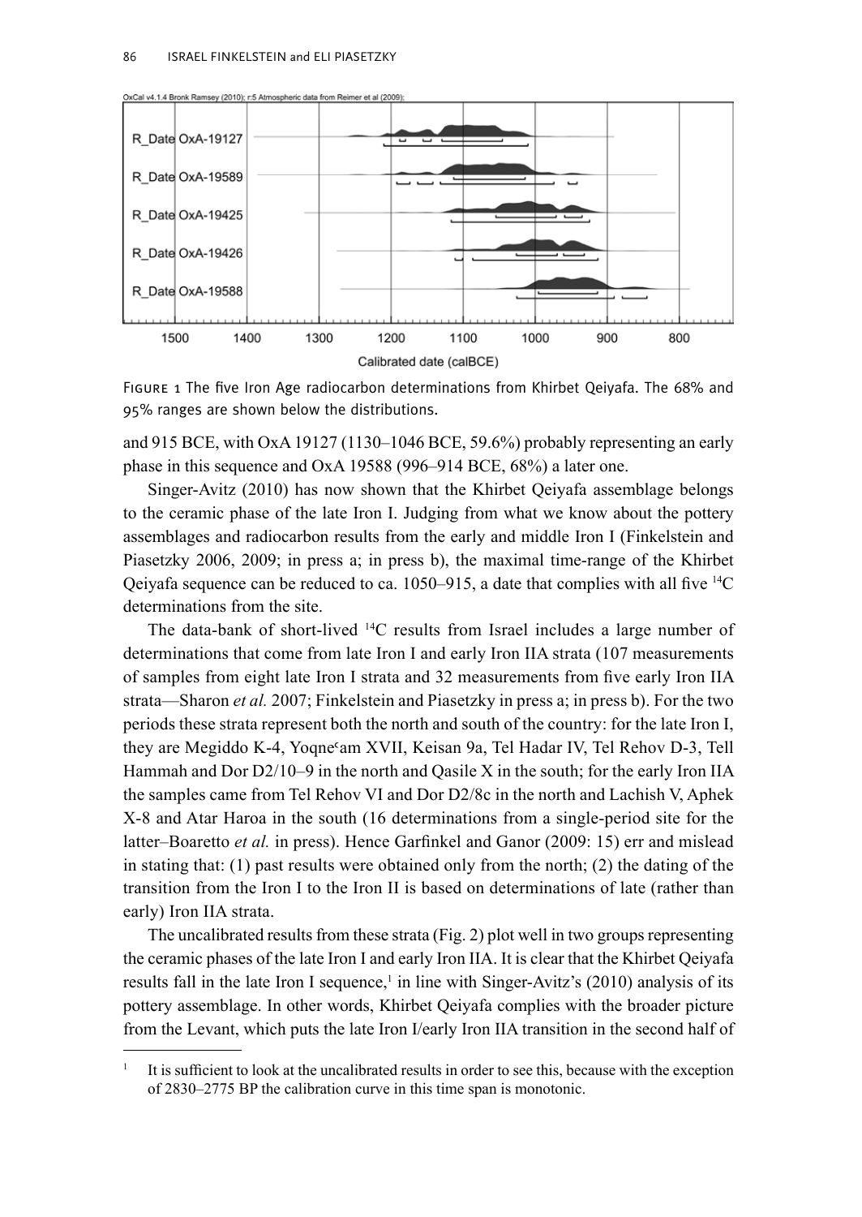Figure 1 The five Iron Age radiocarbon determinations from Khirbet Qeiyafa. The 68% and 95% ranges are shown below the distributions.

and 915 BCE, with OxA 19127 (1130–1046 BCE, 59.6%) probably representing an early phase in this sequence and OxA 19588 (996–914 BCE, 68%) a later one.

Singer-Avitz (2010) has now shown that the Khirbet Qeiyafa assemblage belongs to the ceramic phase of the late Iron I. Judging from what we know about the pottery assemblages and radiocarbon results from the early and middle Iron I (Finkelstein and Piasetzky 2006, 2009; in press a; in press b), the maximal time-range of the Khirbet Qeiyafa sequence can be reduced to ca. 1050–915, a date that complies with all five $^{14}$C determinations from the site.

The data-bank of short-lived $^{14}$C results from Israel includes a large number of determinations that come from late Iron I and early Iron IIA strata (107 measurements of samples from eight late Iron I strata and 32 measurements from five early Iron IIA strata—Sharon *et al.* 2007; Finkelstein and Piasetzky in press a; in press b). For the two periods these strata represent both the north and south of the country: for the late Iron I, they are Megiddo K-4, Yoqneʿam XVII, Keisan 9a, Tel Hadar IV, Tel Rehov D-3, Tell Hammah and Dor D2/10–9 in the north and Qasile X in the south; for the early Iron IIA the samples came from Tel Rehov VI and Dor D2/8c in the north and Lachish V, Aphek X-8 and Atar Haroa in the south (16 determinations from a single-period site for the latter–Boaretto *et al.* in press). Hence Garfinkel and Ganor (2009: 15) err and mislead in stating that: (1) past results were obtained only from the north; (2) the dating of the transition from the Iron I to the Iron II is based on determinations of late (rather than early) Iron IIA strata.

The uncalibrated results from these strata (Fig. 2) plot well in two groups representing the ceramic phases of the late Iron I and early Iron IIA. It is clear that the Khirbet Qeiyafa results fall in the late Iron I sequence,[1] in line with Singer-Avitz's (2010) analysis of its pottery assemblage. In other words, Khirbet Qeiyafa complies with the broader picture from the Levant, which puts the late Iron I/early Iron IIA transition in the second half of

[1] It is sufficient to look at the uncalibrated results in order to see this, because with the exception of 2830–2775 BP the calibration curve in this time span is monotonic.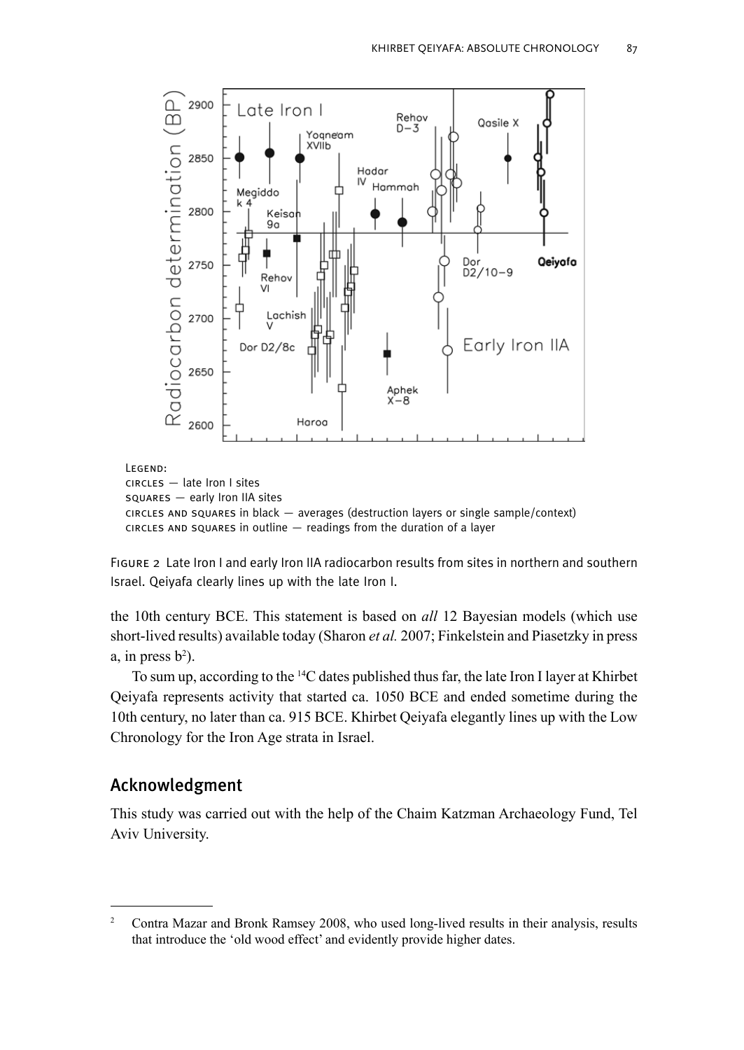Legend:
circles — late Iron I sites
squares — early Iron IIA sites
circles and squares in black — averages (destruction layers or single sample/context)
circles and squares in outline — readings from the duration of a layer

Figure 2 Late Iron I and early Iron IIA radiocarbon results from sites in northern and southern Israel. Qeiyafa clearly lines up with the late Iron I.

the 10th century BCE. This statement is based on *all* 12 Bayesian models (which use short-lived results) available today (Sharon *et al.* 2007; Finkelstein and Piasetzky in press a, in press b[2]).

To sum up, according to the $^{14}C$ dates published thus far, the late Iron I layer at Khirbet Qeiyafa represents activity that started ca. 1050 BCE and ended sometime during the 10th century, no later than ca. 915 BCE. Khirbet Qeiyafa elegantly lines up with the Low Chronology for the Iron Age strata in Israel.

## Acknowledgment

This study was carried out with the help of the Chaim Katzman Archaeology Fund, Tel Aviv University.

---

[2] Contra Mazar and Bronk Ramsey 2008, who used long-lived results in their analysis, results that introduce the 'old wood effect' and evidently provide higher dates.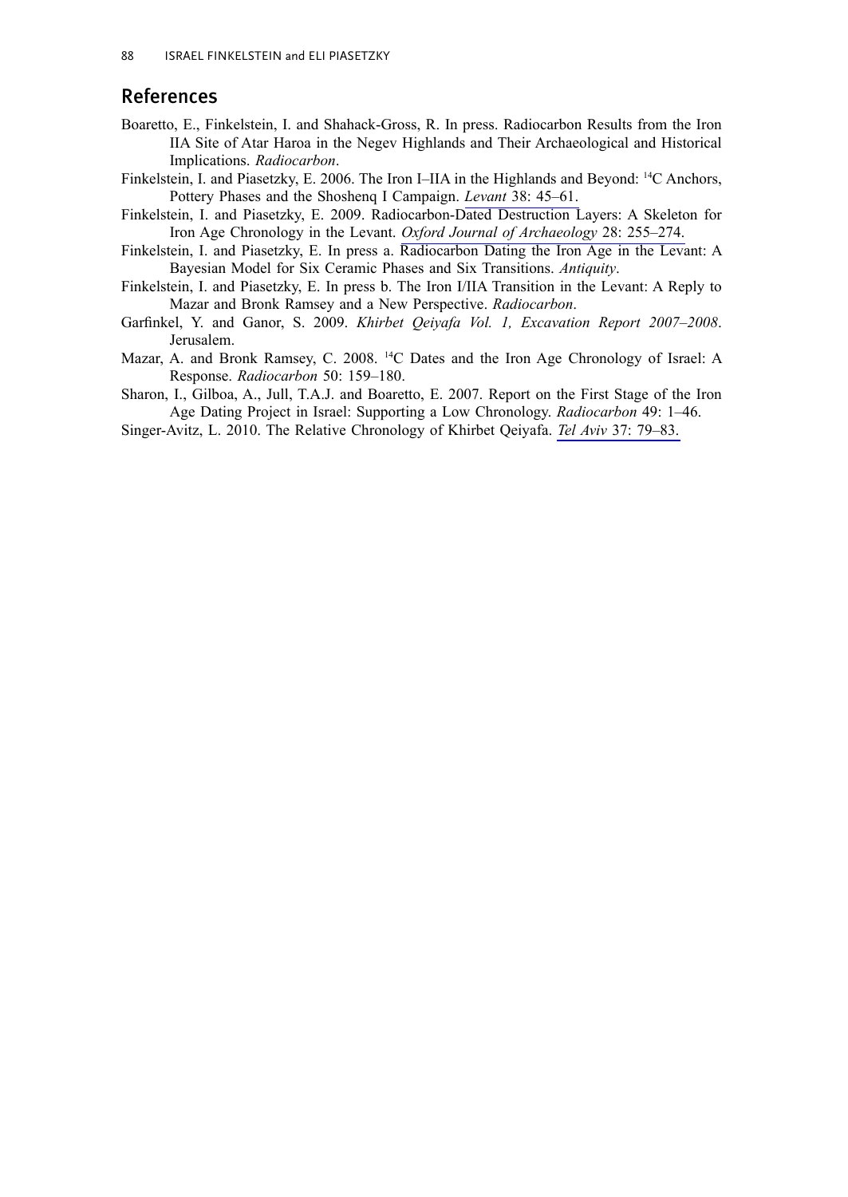## References

Boaretto, E., Finkelstein, I. and Shahack-Gross, R. In press. Radiocarbon Results from the Iron IIA Site of Atar Haroa in the Negev Highlands and Their Archaeological and Historical Implications. *Radiocarbon*.

Finkelstein, I. and Piasetzky, E. 2006. The Iron I–IIA in the Highlands and Beyond: $^{14}C$ Anchors, Pottery Phases and the Shoshenq I Campaign. *Levant* 38: 45–61.

Finkelstein, I. and Piasetzky, E. 2009. Radiocarbon-Dated Destruction Layers: A Skeleton for Iron Age Chronology in the Levant. *Oxford Journal of Archaeology* 28: 255–274.

Finkelstein, I. and Piasetzky, E. In press a. Radiocarbon Dating the Iron Age in the Levant: A Bayesian Model for Six Ceramic Phases and Six Transitions. *Antiquity*.

Finkelstein, I. and Piasetzky, E. In press b. The Iron I/IIA Transition in the Levant: A Reply to Mazar and Bronk Ramsey and a New Perspective. *Radiocarbon*.

Garfinkel, Y. and Ganor, S. 2009. *Khirbet Qeiyafa Vol. 1, Excavation Report 2007–2008*. Jerusalem.

Mazar, A. and Bronk Ramsey, C. 2008. $^{14}C$ Dates and the Iron Age Chronology of Israel: A Response. *Radiocarbon* 50: 159–180.

Sharon, I., Gilboa, A., Jull, T.A.J. and Boaretto, E. 2007. Report on the First Stage of the Iron Age Dating Project in Israel: Supporting a Low Chronology. *Radiocarbon* 49: 1–46.

Singer-Avitz, L. 2010. The Relative Chronology of Khirbet Qeiyafa. *Tel Aviv* 37: 79–83.